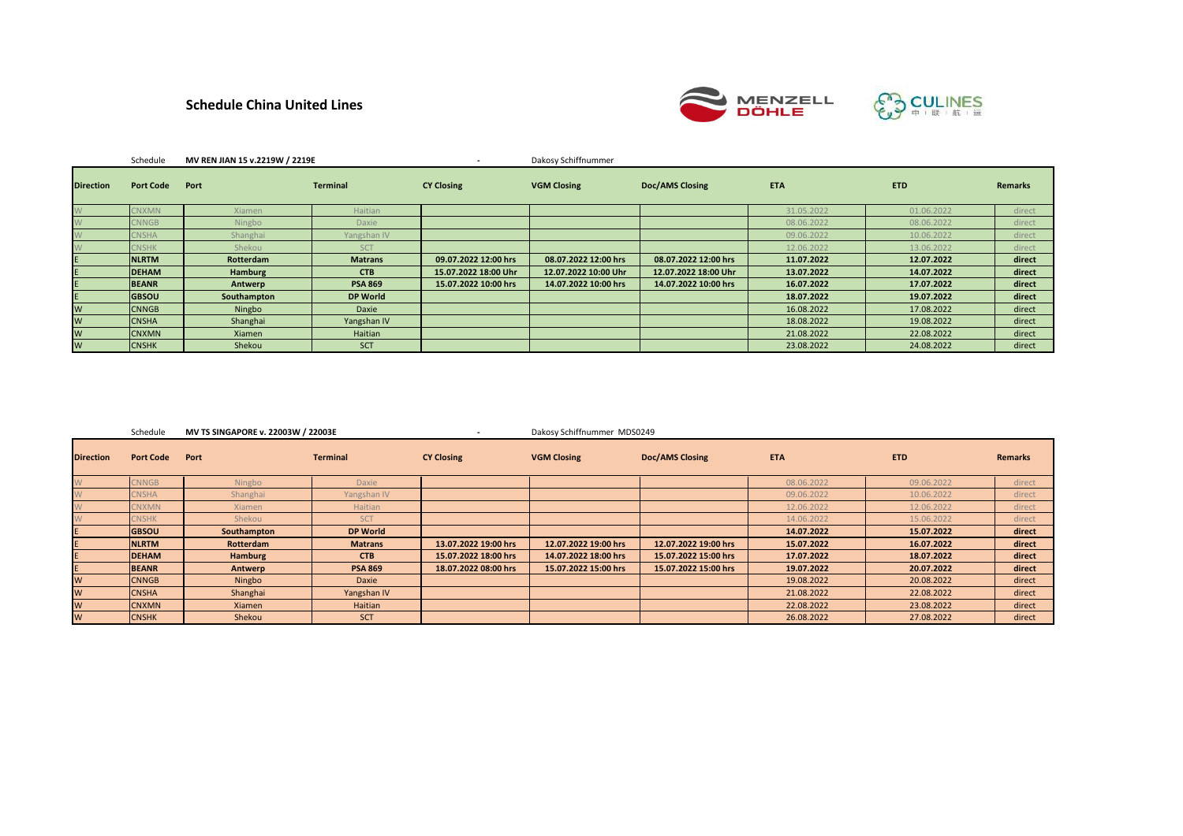# Schedule China United Lines

Schedule **MV REN JIAN 15 v.2219W / 2219E** - Dakosy Schiffnummer

| Direction | Port Code | Port | Terminal | CY Closing | VGM Closing | Doc/AMS Closing | ETA | ETD | Remarks |
|---|---|---|---|---|---|---|---|---|---|
| W | CNXMN | Xiamen | Haitian | | | | 31.05.2022 | 01.06.2022 | direct |
| W | CNNGB | Ningbo | Daxie | | | | 08.06.2022 | 08.06.2022 | direct |
| W | CNSHA | Shanghai | Yangshan IV | | | | 09.06.2022 | 10.06.2022 | direct |
| W | CNSHK | Shekou | SCT | | | | 12.06.2022 | 13.06.2022 | direct |
| E | **NLRTM** | **Rotterdam** | **Matrans** | **09.07.2022 12:00 hrs** | **08.07.2022 12:00 hrs** | **08.07.2022 12:00 hrs** | **11.07.2022** | **12.07.2022** | **direct** |
| E | **DEHAM** | **Hamburg** | **CTB** | **15.07.2022 18:00 Uhr** | **12.07.2022 10:00 Uhr** | **12.07.2022 18:00 Uhr** | **13.07.2022** | **14.07.2022** | **direct** |
| E | **BEANR** | **Antwerp** | **PSA 869** | **15.07.2022 10:00 hrs** | **14.07.2022 10:00 hrs** | **14.07.2022 10:00 hrs** | **16.07.2022** | **17.07.2022** | **direct** |
| E | **GBSOU** | **Southampton** | **DP World** | | | | **18.07.2022** | **19.07.2022** | **direct** |
| W | CNNGB | Ningbo | Daxie | | | | 16.08.2022 | 17.08.2022 | direct |
| W | CNSHA | Shanghai | Yangshan IV | | | | 18.08.2022 | 19.08.2022 | direct |
| W | CNXMN | Xiamen | Haitian | | | | 21.08.2022 | 22.08.2022 | direct |
| W | CNSHK | Shekou | SCT | | | | 23.08.2022 | 24.08.2022 | direct |

Schedule **MV TS SINGAPORE v. 22003W / 22003E** - Dakosy Schiffnummer MDS0249

| Direction | Port Code | Port | Terminal | CY Closing | VGM Closing | Doc/AMS Closing | ETA | ETD | Remarks |
|---|---|---|---|---|---|---|---|---|---|
| W | CNNGB | Ningbo | Daxie | | | | 08.06.2022 | 09.06.2022 | direct |
| W | CNSHA | Shanghai | Yangshan IV | | | | 09.06.2022 | 10.06.2022 | direct |
| W | CNXMN | Xiamen | Haitian | | | | 12.06.2022 | 12.06.2022 | direct |
| W | CNSHK | Shekou | SCT | | | | 14.06.2022 | 15.06.2022 | direct |
| E | **GBSOU** | **Southampton** | **DP World** | | | | **14.07.2022** | **15.07.2022** | **direct** |
| E | **NLRTM** | **Rotterdam** | **Matrans** | **13.07.2022 19:00 hrs** | **12.07.2022 19:00 hrs** | **12.07.2022 19:00 hrs** | **15.07.2022** | **16.07.2022** | **direct** |
| E | **DEHAM** | **Hamburg** | **CTB** | **15.07.2022 18:00 hrs** | **14.07.2022 18:00 hrs** | **15.07.2022 15:00 hrs** | **17.07.2022** | **18.07.2022** | **direct** |
| E | **BEANR** | **Antwerp** | **PSA 869** | **18.07.2022 08:00 hrs** | **15.07.2022 15:00 hrs** | **15.07.2022 15:00 hrs** | **19.07.2022** | **20.07.2022** | **direct** |
| W | CNNGB | Ningbo | Daxie | | | | 19.08.2022 | 20.08.2022 | direct |
| W | CNSHA | Shanghai | Yangshan IV | | | | 21.08.2022 | 22.08.2022 | direct |
| W | CNXMN | Xiamen | Haitian | | | | 22.08.2022 | 23.08.2022 | direct |
| W | CNSHK | Shekou | SCT | | | | 26.08.2022 | 27.08.2022 | direct |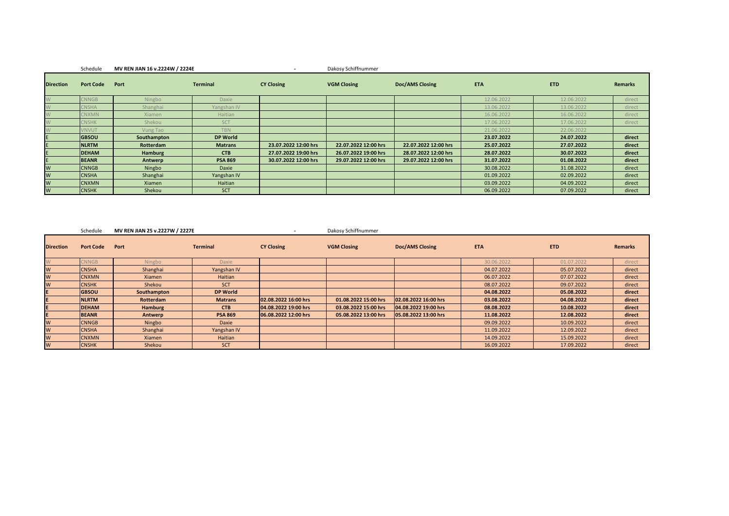Schedule **MV REN JIAN 16 v.2224W / 2224E** - Dakosy Schiffnummer

| Direction | Port Code | Port | Terminal | CY Closing | VGM Closing | Doc/AMS Closing | ETA | ETD | Remarks |
|---|---|---|---|---|---|---|---|---|---|
| W | CNNGB | Ningbo | Daxie | | | | 12.06.2022 | 12.06.2022 | direct |
| W | CNSHA | Shanghai | Yangshan IV | | | | 13.06.2022 | 13.06.2022 | direct |
| W | CNXMN | Xiamen | Haitian | | | | 16.06.2022 | 16.06.2022 | direct |
| W | CNSHK | Shekou | SCT | | | | 17.06.2022 | 17.06.2022 | direct |
| W | VNVUT | Vung Tao | TBN | | | | 21.06.2022 | 22.06.2022 | |
| E | **GBSOU** | **Southampton** | **DP World** | | | | **23.07.2022** | **24.07.2022** | **direct** |
| E | **NLRTM** | **Rotterdam** | **Matrans** | **23.07.2022 12:00 hrs** | **22.07.2022 12:00 hrs** | **22.07.2022 12:00 hrs** | **25.07.2022** | **27.07.2022** | **direct** |
| E | **DEHAM** | **Hamburg** | **CTB** | **27.07.2022 19:00 hrs** | **26.07.2022 19:00 hrs** | **28.07.2022 12:00 hrs** | **28.07.2022** | **30.07.2022** | **direct** |
| E | **BEANR** | **Antwerp** | **PSA 869** | **30.07.2022 12:00 hrs** | **29.07.2022 12:00 hrs** | **29.07.2022 12:00 hrs** | **31.07.2022** | **01.08.2022** | **direct** |
| W | CNNGB | Ningbo | Daxie | | | | 30.08.2022 | 31.08.2022 | direct |
| W | CNSHA | Shanghai | Yangshan IV | | | | 01.09.2022 | 02.09.2022 | direct |
| W | CNXMN | Xiamen | Haitian | | | | 03.09.2022 | 04.09.2022 | direct |
| W | CNSHK | Shekou | SCT | | | | 06.09.2022 | 07.09.2022 | direct |

Schedule **MV REN JIAN 25 v.2227W / 2227E** - Dakosy Schiffnummer

| Direction | Port Code | Port | Terminal | CY Closing | VGM Closing | Doc/AMS Closing | ETA | ETD | Remarks |
|---|---|---|---|---|---|---|---|---|---|
| W | CNNGB | Ningbo | Daxie | | | | 30.06.2022 | 01.07.2022 | direct |
| W | CNSHA | Shanghai | Yangshan IV | | | | 04.07.2022 | 05.07.2022 | direct |
| W | CNXMN | Xiamen | Haitian | | | | 06.07.2022 | 07.07.2022 | direct |
| W | CNSHK | Shekou | SCT | | | | 08.07.2022 | 09.07.2022 | direct |
| E | **GBSOU** | **Southampton** | **DP World** | | | | **04.08.2022** | **05.08.2022** | **direct** |
| E | **NLRTM** | **Rotterdam** | **Matrans** | **02.08.2022 16:00 hrs** | **01.08.2022 15:00 hrs** | **02.08.2022 16:00 hrs** | **03.08.2022** | **04.08.2022** | **direct** |
| E | **DEHAM** | **Hamburg** | **CTB** | **04.08.2022 19:00 hrs** | **03.08.2022 15:00 hrs** | **04.08.2022 19:00 hrs** | **08.08.2022** | **10.08.2022** | **direct** |
| E | **BEANR** | **Antwerp** | **PSA 869** | **06.08.2022 12:00 hrs** | **05.08.2022 13:00 hrs** | **05.08.2022 13:00 hrs** | **11.08.2022** | **12.08.2022** | **direct** |
| W | CNNGB | Ningbo | Daxie | | | | 09.09.2022 | 10.09.2022 | direct |
| W | CNSHA | Shanghai | Yangshan IV | | | | 11.09.2022 | 12.09.2022 | direct |
| W | CNXMN | Xiamen | Haitian | | | | 14.09.2022 | 15.09.2022 | direct |
| W | CNSHK | Shekou | SCT | | | | 16.09.2022 | 17.09.2022 | direct |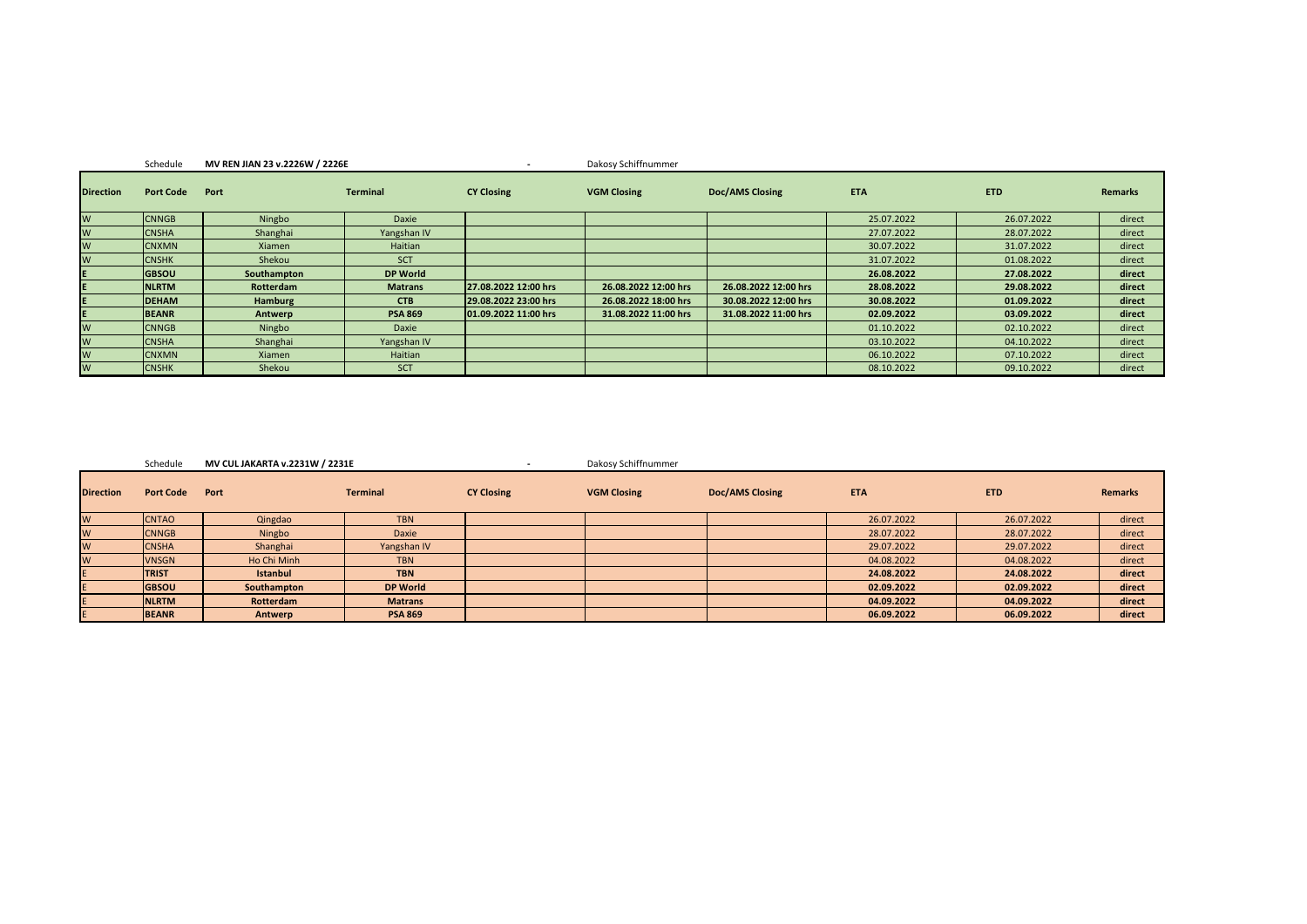Schedule **MV REN JIAN 23 v.2226W / 2226E** - Dakosy Schiffnummer

| Direction | Port Code | Port | Terminal | CY Closing | VGM Closing | Doc/AMS Closing | ETA | ETD | Remarks |
|---|---|---|---|---|---|---|---|---|---|
| W | CNNGB | Ningbo | Daxie | | | | 25.07.2022 | 26.07.2022 | direct |
| W | CNSHA | Shanghai | Yangshan IV | | | | 27.07.2022 | 28.07.2022 | direct |
| W | CNXMN | Xiamen | Haitian | | | | 30.07.2022 | 31.07.2022 | direct |
| W | CNSHK | Shekou | SCT | | | | 31.07.2022 | 01.08.2022 | direct |
| E | **GBSOU** | **Southampton** | **DP World** | | | | **26.08.2022** | **27.08.2022** | **direct** |
| E | **NLRTM** | **Rotterdam** | **Matrans** | **27.08.2022 12:00 hrs** | **26.08.2022 12:00 hrs** | **26.08.2022 12:00 hrs** | **28.08.2022** | **29.08.2022** | **direct** |
| E | **DEHAM** | **Hamburg** | **CTB** | **29.08.2022 23:00 hrs** | **26.08.2022 18:00 hrs** | **30.08.2022 12:00 hrs** | **30.08.2022** | **01.09.2022** | **direct** |
| E | **BEANR** | **Antwerp** | **PSA 869** | **01.09.2022 11:00 hrs** | **31.08.2022 11:00 hrs** | **31.08.2022 11:00 hrs** | **02.09.2022** | **03.09.2022** | **direct** |
| W | CNNGB | Ningbo | Daxie | | | | 01.10.2022 | 02.10.2022 | direct |
| W | CNSHA | Shanghai | Yangshan IV | | | | 03.10.2022 | 04.10.2022 | direct |
| W | CNXMN | Xiamen | Haitian | | | | 06.10.2022 | 07.10.2022 | direct |
| W | CNSHK | Shekou | SCT | | | | 08.10.2022 | 09.10.2022 | direct |

Schedule **MV CUL JAKARTA v.2231W / 2231E** - Dakosy Schiffnummer

| Direction | Port Code | Port | Terminal | CY Closing | VGM Closing | Doc/AMS Closing | ETA | ETD | Remarks |
|---|---|---|---|---|---|---|---|---|---|
| W | CNTAO | Qingdao | TBN | | | | 26.07.2022 | 26.07.2022 | direct |
| W | CNNGB | Ningbo | Daxie | | | | 28.07.2022 | 28.07.2022 | direct |
| W | CNSHA | Shanghai | Yangshan IV | | | | 29.07.2022 | 29.07.2022 | direct |
| W | VNSGN | Ho Chi Minh | TBN | | | | 04.08.2022 | 04.08.2022 | direct |
| E | **TRIST** | **Istanbul** | **TBN** | | | | **24.08.2022** | **24.08.2022** | **direct** |
| E | **GBSOU** | **Southampton** | **DP World** | | | | **02.09.2022** | **02.09.2022** | **direct** |
| E | **NLRTM** | **Rotterdam** | **Matrans** | | | | **04.09.2022** | **04.09.2022** | **direct** |
| E | **BEANR** | **Antwerp** | **PSA 869** | | | | **06.09.2022** | **06.09.2022** | **direct** |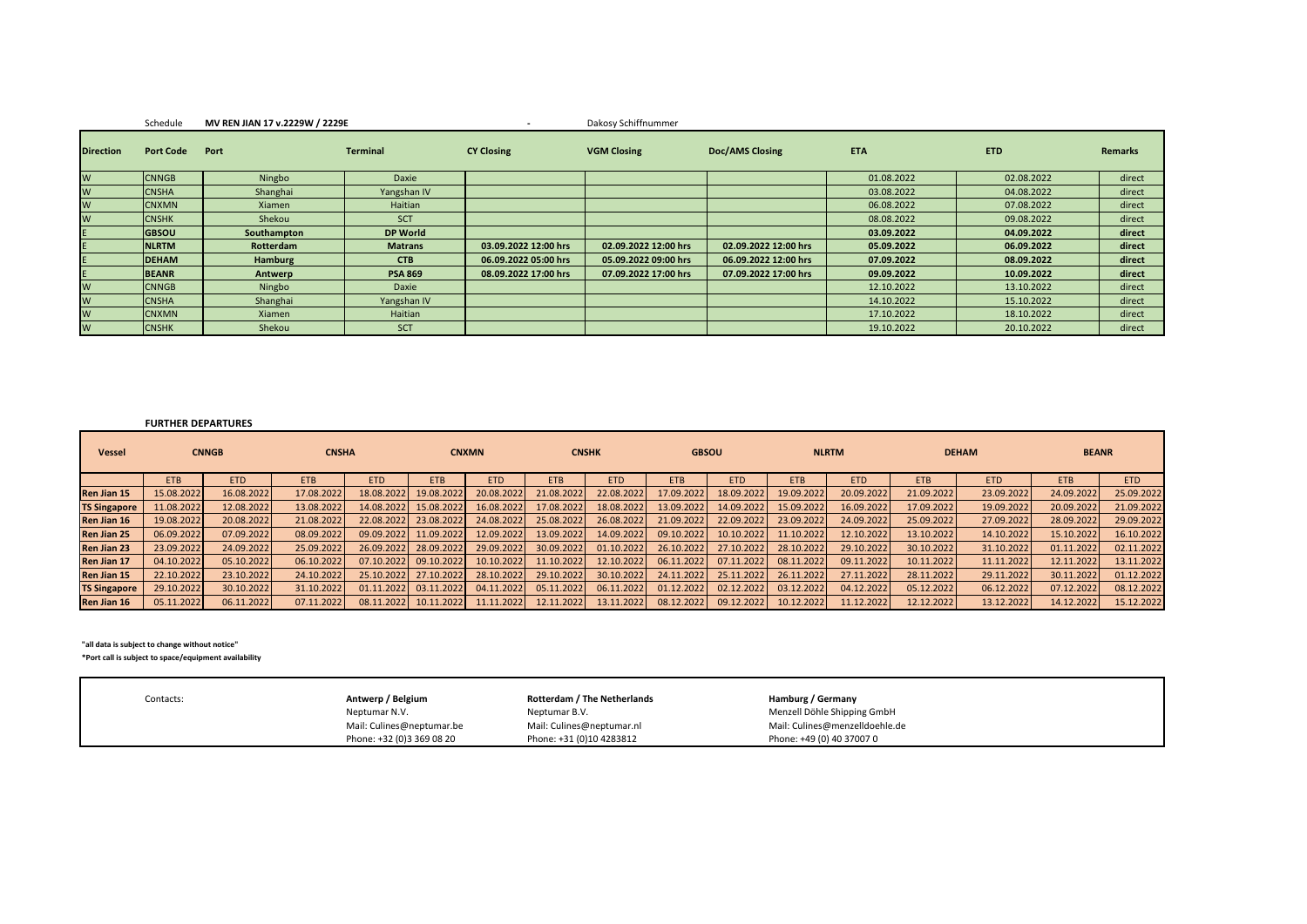Schedule **MV REN JIAN 17 v.2229W / 2229E** - Dakosy Schiffnummer

| Direction | Port Code | Port | Terminal | CY Closing | VGM Closing | Doc/AMS Closing | ETA | ETD | Remarks |
|---|---|---|---|---|---|---|---|---|---|
| W | CNNGB | Ningbo | Daxie | | | | 01.08.2022 | 02.08.2022 | direct |
| W | CNSHA | Shanghai | Yangshan IV | | | | 03.08.2022 | 04.08.2022 | direct |
| W | CNXMN | Xiamen | Haitian | | | | 06.08.2022 | 07.08.2022 | direct |
| W | CNSHK | Shekou | SCT | | | | 08.08.2022 | 09.08.2022 | direct |
| E | **GBSOU** | **Southampton** | **DP World** | | | | **03.09.2022** | **04.09.2022** | **direct** |
| E | **NLRTM** | **Rotterdam** | **Matrans** | **03.09.2022 12:00 hrs** | **02.09.2022 12:00 hrs** | **02.09.2022 12:00 hrs** | **05.09.2022** | **06.09.2022** | **direct** |
| E | **DEHAM** | **Hamburg** | **CTB** | **06.09.2022 05:00 hrs** | **05.09.2022 09:00 hrs** | **06.09.2022 12:00 hrs** | **07.09.2022** | **08.09.2022** | **direct** |
| E | **BEANR** | **Antwerp** | **PSA 869** | **08.09.2022 17:00 hrs** | **07.09.2022 17:00 hrs** | **07.09.2022 17:00 hrs** | **09.09.2022** | **10.09.2022** | **direct** |
| W | CNNGB | Ningbo | Daxie | | | | 12.10.2022 | 13.10.2022 | direct |
| W | CNSHA | Shanghai | Yangshan IV | | | | 14.10.2022 | 15.10.2022 | direct |
| W | CNXMN | Xiamen | Haitian | | | | 17.10.2022 | 18.10.2022 | direct |
| W | CNSHK | Shekou | SCT | | | | 19.10.2022 | 20.10.2022 | direct |

**FURTHER DEPARTURES**

| Vessel | CNNGB | | CNSHA | | CNXMN | | CNSHK | | GBSOU | | NLRTM | | DEHAM | | BEANR | |
|---|---|---|---|---|---|---|---|---|---|---|---|---|---|---|---|---|
| | ETB | ETD | ETB | ETD | ETB | ETD | ETB | ETD | ETB | ETD | ETB | ETD | ETB | ETD | ETB | ETD |
| **Ren Jian 15** | 15.08.2022 | 16.08.2022 | 17.08.2022 | 18.08.2022 | 19.08.2022 | 20.08.2022 | 21.08.2022 | 22.08.2022 | 17.09.2022 | 18.09.2022 | 19.09.2022 | 20.09.2022 | 21.09.2022 | 23.09.2022 | 24.09.2022 | 25.09.2022 |
| **TS Singapore** | 11.08.2022 | 12.08.2022 | 13.08.2022 | 14.08.2022 | 15.08.2022 | 16.08.2022 | 17.08.2022 | 18.08.2022 | 13.09.2022 | 14.09.2022 | 15.09.2022 | 16.09.2022 | 17.09.2022 | 19.09.2022 | 20.09.2022 | 21.09.2022 |
| **Ren Jian 16** | 19.08.2022 | 20.08.2022 | 21.08.2022 | 22.08.2022 | 23.08.2022 | 24.08.2022 | 25.08.2022 | 26.08.2022 | 21.09.2022 | 22.09.2022 | 23.09.2022 | 24.09.2022 | 25.09.2022 | 27.09.2022 | 28.09.2022 | 29.09.2022 |
| **Ren Jian 25** | 06.09.2022 | 07.09.2022 | 08.09.2022 | 09.09.2022 | 11.09.2022 | 12.09.2022 | 13.09.2022 | 14.09.2022 | 09.10.2022 | 10.10.2022 | 11.10.2022 | 12.10.2022 | 13.10.2022 | 14.10.2022 | 15.10.2022 | 16.10.2022 |
| **Ren Jian 23** | 23.09.2022 | 24.09.2022 | 25.09.2022 | 26.09.2022 | 28.09.2022 | 29.09.2022 | 30.09.2022 | 01.10.2022 | 26.10.2022 | 27.10.2022 | 28.10.2022 | 29.10.2022 | 30.10.2022 | 31.10.2022 | 01.11.2022 | 02.11.2022 |
| **Ren Jian 17** | 04.10.2022 | 05.10.2022 | 06.10.2022 | 07.10.2022 | 09.10.2022 | 10.10.2022 | 11.10.2022 | 12.10.2022 | 06.11.2022 | 07.11.2022 | 08.11.2022 | 09.11.2022 | 10.11.2022 | 11.11.2022 | 12.11.2022 | 13.11.2022 |
| **Ren Jian 15** | 22.10.2022 | 23.10.2022 | 24.10.2022 | 25.10.2022 | 27.10.2022 | 28.10.2022 | 29.10.2022 | 30.10.2022 | 24.11.2022 | 25.11.2022 | 26.11.2022 | 27.11.2022 | 28.11.2022 | 29.11.2022 | 30.11.2022 | 01.12.2022 |
| **TS Singapore** | 29.10.2022 | 30.10.2022 | 31.10.2022 | 01.11.2022 | 03.11.2022 | 04.11.2022 | 05.11.2022 | 06.11.2022 | 01.12.2022 | 02.12.2022 | 03.12.2022 | 04.12.2022 | 05.12.2022 | 06.12.2022 | 07.12.2022 | 08.12.2022 |
| **Ren Jian 16** | 05.11.2022 | 06.11.2022 | 07.11.2022 | 08.11.2022 | 10.11.2022 | 11.11.2022 | 12.11.2022 | 13.11.2022 | 08.12.2022 | 09.12.2022 | 10.12.2022 | 11.12.2022 | 12.12.2022 | 13.12.2022 | 14.12.2022 | 15.12.2022 |

**"all data is subject to change without notice"**

**\*Port call is subject to space/equipment availability**

| Contacts: | **Antwerp / Belgium** | **Rotterdam / The Netherlands** | **Hamburg / Germany** |
|---|---|---|---|
| | Neptumar N.V. | Neptumar B.V. | Menzell Döhle Shipping GmbH |
| | Mail: Culines@neptumar.be | Mail: Culines@neptumar.nl | Mail: Culines@menzelldoehle.de |
| | Phone: +32 (0)3 369 08 20 | Phone: +31 (0)10 4283812 | Phone: +49 (0) 40 37007 0 |